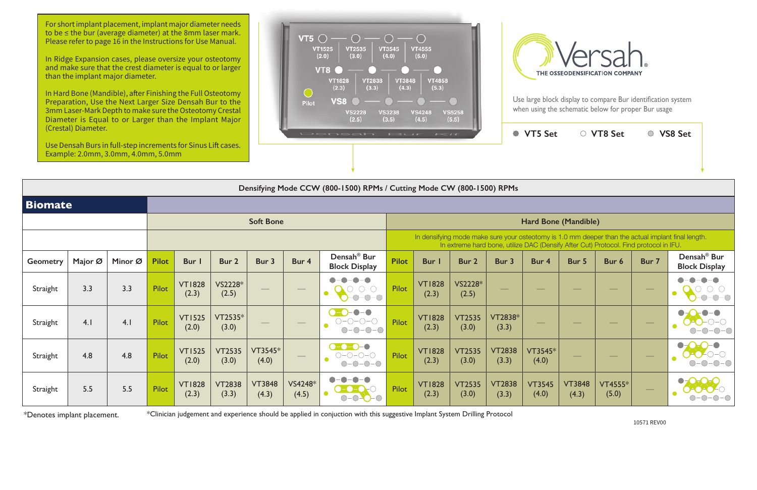For short implant placement, implant major diameter needs to be ≤ the bur (average diameter) at the 8mm laser mark. Please refer to page 16 in the Instructions for Use Manual.

In Ridge Expansion cases, please oversize your osteotomy and make sure that the crest diameter is equal to or larger than the implant major diameter.

In Hard Bone (Mandible), after Finishing the Full Osteotomy Preparation, Use the Next Larger Size Densah Bur to the 3mm Laser-Mark Depth to make sure the Osteotomy Crestal Diameter is Equal to or Larger than the Implant Major (Crestal) Diameter.

Use Densah Burs in full-step increments for Sinus Lift cases. Example: 2.0mm, 3.0mm, 4.0mm, 5.0mm

VT5: VT1525 (2.0) — VT2535 (3.0) — VT3545 (4.0) — VT4555 (5.0)

VT8: VT1828 (2.3) — VT2838 (3.3) — VT3848 (4.3) — VT4858 (5.3)

Pilot

VS8: VS2228 (2.5) — VS3238 (3.5) — VS4248 (4.5) — VS5258 (5.5)

Densah Bur Kit

Versah® THE OSSEODENSIFICATION COMPANY

Use large block display to compare Bur identification system when using the schematic below for proper Bur usage

● VT5 Set ○ VT8 Set ◎ VS8 Set

**Densifying Mode CCW (800-1500) RPMs / Cutting Mode CW (800-1500) RPMs**

## Biomate

| | | | Soft Bone | | | | | | Hard Bone (Mandible) | | | | | | | | |
|---|---|---|---|---|---|---|---|---|---|---|---|---|---|---|---|---|---|
| | | | | | | | | | In densifying mode make sure your osteotomy is 1.0 mm deeper than the actual implant final length. In extreme hard bone, utilize DAC (Densify After Cut) Protocol. Find protocol in IFU. | | | | | | | | |
| Geometry | Major Ø | Minor Ø | Pilot | Bur 1 | Bur 2 | Bur 3 | Bur 4 | Densah® Bur Block Display | Pilot | Bur 1 | Bur 2 | Bur 3 | Bur 4 | Bur 5 | Bur 6 | Bur 7 | Densah® Bur Block Display |
| Straight | 3.3 | 3.3 | Pilot | VT1828 (2.3) | VS2228* (2.5) | — | — | | Pilot | VT1828 (2.3) | VS2228* (2.5) | — | — | — | — | — | |
| Straight | 4.1 | 4.1 | Pilot | VT1525 (2.0) | VT2535* (3.0) | — | — | | Pilot | VT1828 (2.3) | VT2535 (3.0) | VT2838* (3.3) | — | — | — | — | |
| Straight | 4.8 | 4.8 | Pilot | VT1525 (2.0) | VT2535 (3.0) | VT3545* (4.0) | — | | Pilot | VT1828 (2.3) | VT2535 (3.0) | VT2838 (3.3) | VT3545* (4.0) | — | — | — | |
| Straight | 5.5 | 5.5 | Pilot | VT1828 (2.3) | VT2838 (3.3) | VT3848 (4.3) | VS4248* (4.5) | | Pilot | VT1828 (2.3) | VT2535 (3.0) | VT2838 (3.3) | VT3545 (4.0) | VT3848 (4.3) | VT4555* (5.0) | — | |

*Denotes implant placement.

*Clinician judgement and experience should be applied in conjuction with this suggestive Implant System Drilling Protocol

10571 REV00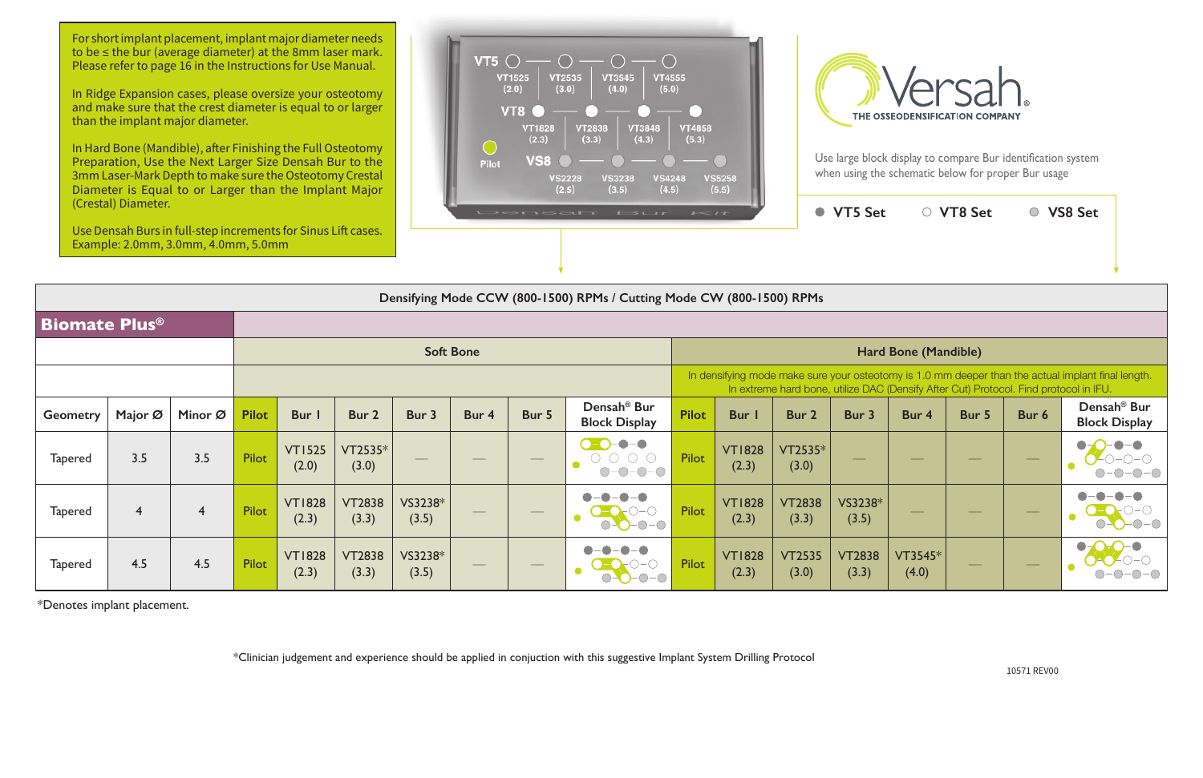For short implant placement, implant major diameter needs to be ≤ the bur (average diameter) at the 8mm laser mark. Please refer to page 16 in the Instructions for Use Manual.

In Ridge Expansion cases, please oversize your osteotomy and make sure that the crest diameter is equal to or larger than the implant major diameter.

In Hard Bone (Mandible), after Finishing the Full Osteotomy Preparation, Use the Next Larger Size Densah Bur to the 3mm Laser-Mark Depth to make sure the Osteotomy Crestal Diameter is Equal to or Larger than the Implant Major (Crestal) Diameter.

Use Densah Burs in full-step increments for Sinus Lift cases. Example: 2.0mm, 3.0mm, 4.0mm, 5.0mm

VT5: VT1525 (2.0), VT2535 (3.0), VT3545 (4.0), VT4555 (5.0)
VT8: VT1828 (2.3), VT2838 (3.3), VT3848 (4.3), VT4858 (5.3)
Pilot
VS8: VS2228 (2.5), VS3238 (3.5), VS4248 (4.5), VS5258 (5.5)

Densah Bur Kit

Versah® THE OSSEODENSIFICATION COMPANY

Use large block display to compare Bur identification system when using the schematic below for proper Bur usage

● VT5 Set ○ VT8 Set ◎ VS8 Set

**Densifying Mode CCW (800-1500) RPMs / Cutting Mode CW (800-1500) RPMs**

## Biomate Plus®

| | | | Soft Bone | | | | | | | Hard Bone (Mandible) | | | | | | | |
|---|---|---|---|---|---|---|---|---|---|---|---|---|---|---|---|---|---|
| | | | | | | | | | | In densifying mode make sure your osteotomy is 1.0 mm deeper than the actual implant final length. In extreme hard bone, utilize DAC (Densify After Cut) Protocol. Find protocol in IFU. | | | | | | | |
| Geometry | Major Ø | Minor Ø | Pilot | Bur 1 | Bur 2 | Bur 3 | Bur 4 | Bur 5 | Densah® Bur Block Display | Pilot | Bur 1 | Bur 2 | Bur 3 | Bur 4 | Bur 5 | Bur 6 | Densah® Bur Block Display |
| Tapered | 3.5 | 3.5 | Pilot | VT1525 (2.0) | VT2535* (3.0) | — | — | — | | Pilot | VT1828 (2.3) | VT2535* (3.0) | — | — | — | — | |
| Tapered | 4 | 4 | Pilot | VT1828 (2.3) | VT2838 (3.3) | VS3238* (3.5) | — | — | | Pilot | VT1828 (2.3) | VT2838 (3.3) | VS3238* (3.5) | — | — | — | |
| Tapered | 4.5 | 4.5 | Pilot | VT1828 (2.3) | VT2838 (3.3) | VS3238* (3.5) | — | — | | Pilot | VT1828 (2.3) | VT2535 (3.0) | VT2838 (3.3) | VT3545* (4.0) | — | — | |

*Denotes implant placement.

*Clinician judgement and experience should be applied in conjuction with this suggestive Implant System Drilling Protocol

10571 REV00